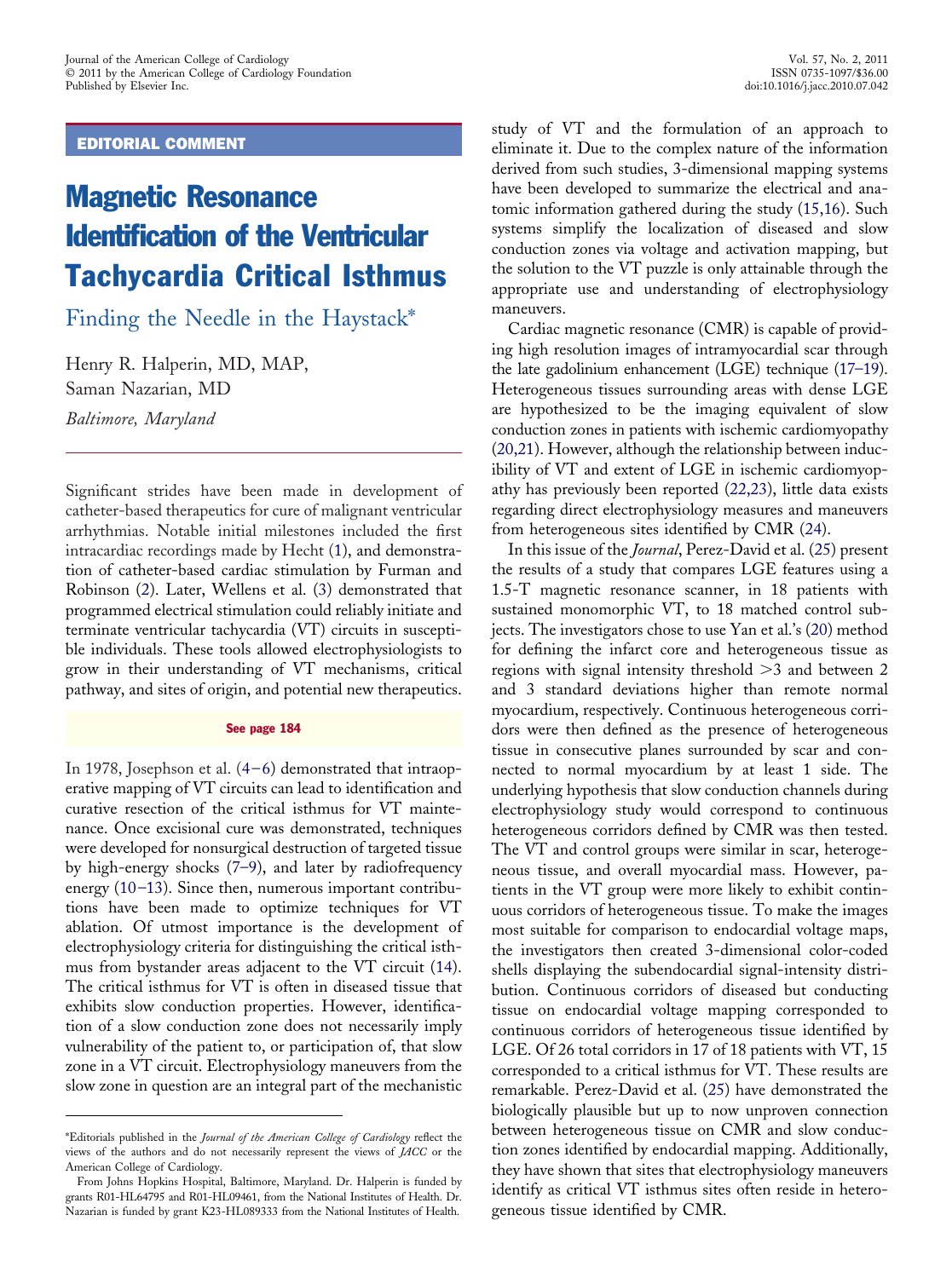EDITORIAL COMMENT

# Magnetic Resonance Identification of the Ventricular Tachycardia Critical Isthmus

## Finding the Needle in the Haystack*

Henry R. Halperin, MD, MAP,
Saman Nazarian, MD

*Baltimore, Maryland*

Significant strides have been made in development of catheter-based therapeutics for cure of malignant ventricular arrhythmias. Notable initial milestones included the first intracardiac recordings made by Hecht (1), and demonstration of catheter-based cardiac stimulation by Furman and Robinson (2). Later, Wellens et al. (3) demonstrated that programmed electrical stimulation could reliably initiate and terminate ventricular tachycardia (VT) circuits in susceptible individuals. These tools allowed electrophysiologists to grow in their understanding of VT mechanisms, critical pathway, and sites of origin, and potential new therapeutics.

**See page 184**

In 1978, Josephson et al. (4–6) demonstrated that intraoperative mapping of VT circuits can lead to identification and curative resection of the critical isthmus for VT maintenance. Once excisional cure was demonstrated, techniques were developed for nonsurgical destruction of targeted tissue by high-energy shocks (7–9), and later by radiofrequency energy (10–13). Since then, numerous important contributions have been made to optimize techniques for VT ablation. Of utmost importance is the development of electrophysiology criteria for distinguishing the critical isthmus from bystander areas adjacent to the VT circuit (14). The critical isthmus for VT is often in diseased tissue that exhibits slow conduction properties. However, identification of a slow conduction zone does not necessarily imply vulnerability of the patient to, or participation of, that slow zone in a VT circuit. Electrophysiology maneuvers from the slow zone in question are an integral part of the mechanistic study of VT and the formulation of an approach to eliminate it. Due to the complex nature of the information derived from such studies, 3-dimensional mapping systems have been developed to summarize the electrical and anatomic information gathered during the study (15,16). Such systems simplify the localization of diseased and slow conduction zones via voltage and activation mapping, but the solution to the VT puzzle is only attainable through the appropriate use and understanding of electrophysiology maneuvers.

Cardiac magnetic resonance (CMR) is capable of providing high resolution images of intramyocardial scar through the late gadolinium enhancement (LGE) technique (17–19). Heterogeneous tissues surrounding areas with dense LGE are hypothesized to be the imaging equivalent of slow conduction zones in patients with ischemic cardiomyopathy (20,21). However, although the relationship between inducibility of VT and extent of LGE in ischemic cardiomyopathy has previously been reported (22,23), little data exists regarding direct electrophysiology measures and maneuvers from heterogeneous sites identified by CMR (24).

In this issue of the *Journal*, Perez-David et al. (25) present the results of a study that compares LGE features using a 1.5-T magnetic resonance scanner, in 18 patients with sustained monomorphic VT, to 18 matched control subjects. The investigators chose to use Yan et al.'s (20) method for defining the infarct core and heterogeneous tissue as regions with signal intensity threshold >3 and between 2 and 3 standard deviations higher than remote normal myocardium, respectively. Continuous heterogeneous corridors were then defined as the presence of heterogeneous tissue in consecutive planes surrounded by scar and connected to normal myocardium by at least 1 side. The underlying hypothesis that slow conduction channels during electrophysiology study would correspond to continuous heterogeneous corridors defined by CMR was then tested. The VT and control groups were similar in scar, heterogeneous tissue, and overall myocardial mass. However, patients in the VT group were more likely to exhibit continuous corridors of heterogeneous tissue. To make the images most suitable for comparison to endocardial voltage maps, the investigators then created 3-dimensional color-coded shells displaying the subendocardial signal-intensity distribution. Continuous corridors of diseased but conducting tissue on endocardial voltage mapping corresponded to continuous corridors of heterogeneous tissue identified by LGE. Of 26 total corridors in 17 of 18 patients with VT, 15 corresponded to a critical isthmus for VT. These results are remarkable. Perez-David et al. (25) have demonstrated the biologically plausible but up to now unproven connection between heterogeneous tissue on CMR and slow conduction zones identified by endocardial mapping. Additionally, they have shown that sites that electrophysiology maneuvers identify as critical VT isthmus sites often reside in heterogeneous tissue identified by CMR.

*Editorials published in the *Journal of the American College of Cardiology* reflect the views of the authors and do not necessarily represent the views of *JACC* or the American College of Cardiology.

From Johns Hopkins Hospital, Baltimore, Maryland. Dr. Halperin is funded by grants R01-HL64795 and R01-HL09461, from the National Institutes of Health. Dr. Nazarian is funded by grant K23-HL089333 from the National Institutes of Health.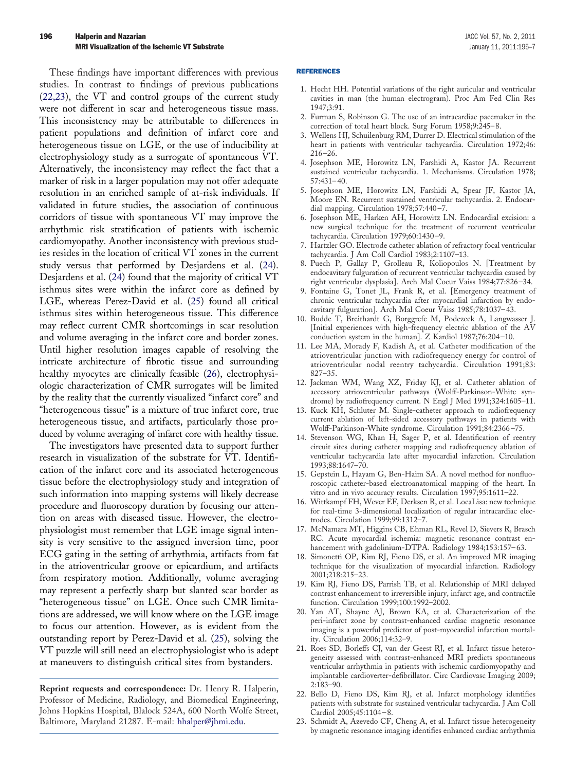These findings have important differences with previous studies. In contrast to findings of previous publications (22,23), the VT and control groups of the current study were not different in scar and heterogeneous tissue mass. This inconsistency may be attributable to differences in patient populations and definition of infarct core and heterogeneous tissue on LGE, or the use of inducibility at electrophysiology study as a surrogate of spontaneous VT. Alternatively, the inconsistency may reflect the fact that a marker of risk in a larger population may not offer adequate resolution in an enriched sample of at-risk individuals. If validated in future studies, the association of continuous corridors of tissue with spontaneous VT may improve the arrhythmic risk stratification of patients with ischemic cardiomyopathy. Another inconsistency with previous studies resides in the location of critical VT zones in the current study versus that performed by Desjardens et al. (24). Desjardens et al. (24) found that the majority of critical VT isthmus sites were within the infarct core as defined by LGE, whereas Perez-David et al. (25) found all critical isthmus sites within heterogeneous tissue. This difference may reflect current CMR shortcomings in scar resolution and volume averaging in the infarct core and border zones. Until higher resolution images capable of resolving the intricate architecture of fibrotic tissue and surrounding healthy myocytes are clinically feasible (26), electrophysiologic characterization of CMR surrogates will be limited by the reality that the currently visualized "infarct core" and "heterogeneous tissue" is a mixture of true infarct core, true heterogeneous tissue, and artifacts, particularly those produced by volume averaging of infarct core with healthy tissue.

The investigators have presented data to support further research in visualization of the substrate for VT. Identification of the infarct core and its associated heterogeneous tissue before the electrophysiology study and integration of such information into mapping systems will likely decrease procedure and fluoroscopy duration by focusing our attention on areas with diseased tissue. However, the electrophysiologist must remember that LGE image signal intensity is very sensitive to the assigned inversion time, poor ECG gating in the setting of arrhythmia, artifacts from fat in the atrioventricular groove or epicardium, and artifacts from respiratory motion. Additionally, volume averaging may represent a perfectly sharp but slanted scar border as "heterogeneous tissue" on LGE. Once such CMR limitations are addressed, we will know where on the LGE image to focus our attention. However, as is evident from the outstanding report by Perez-David et al. (25), solving the VT puzzle will still need an electrophysiologist who is adept at maneuvers to distinguish critical sites from bystanders.

**Reprint requests and correspondence:** Dr. Henry R. Halperin, Professor of Medicine, Radiology, and Biomedical Engineering, Johns Hopkins Hospital, Blalock 524A, 600 North Wolfe Street, Baltimore, Maryland 21287. E-mail: hhalper@jhmi.edu.

## REFERENCES

1. Hecht HH. Potential variations of the right auricular and ventricular cavities in man (the human electrogram). Proc Am Fed Clin Res 1947;3:91.
2. Furman S, Robinson G. The use of an intracardiac pacemaker in the correction of total heart block. Surg Forum 1958;9:245–8.
3. Wellens HJ, Schuilenburg RM, Durrer D. Electrical stimulation of the heart in patients with ventricular tachycardia. Circulation 1972;46: 216–26.
4. Josephson ME, Horowitz LN, Farshidi A, Kastor JA. Recurrent sustained ventricular tachycardia. 1. Mechanisms. Circulation 1978; 57:431–40.
5. Josephson ME, Horowitz LN, Farshidi A, Spear JF, Kastor JA, Moore EN. Recurrent sustained ventricular tachycardia. 2. Endocardial mapping. Circulation 1978;57:440–7.
6. Josephson ME, Harken AH, Horowitz LN. Endocardial excision: a new surgical technique for the treatment of recurrent ventricular tachycardia. Circulation 1979;60:1430–9.
7. Hartzler GO. Electrode catheter ablation of refractory focal ventricular tachycardia. J Am Coll Cardiol 1983;2:1107–13.
8. Puech P, Gallay P, Grolleau R, Koliopoulos N. [Treatment by endocavitary fulguration of recurrent ventricular tachycardia caused by right ventricular dysplasia]. Arch Mal Coeur Vaiss 1984;77:826–34.
9. Fontaine G, Tonet JL, Frank R, et al. [Emergency treatment of chronic ventricular tachycardia after myocardial infarction by endocavitary fulguration]. Arch Mal Coeur Vaiss 1985;78:1037–43.
10. Budde T, Breithardt G, Borggrefe M, Podczeck A, Langwasser J. [Initial experiences with high-frequency electric ablation of the AV conduction system in the human]. Z Kardiol 1987;76:204–10.
11. Lee MA, Morady F, Kadish A, et al. Catheter modification of the atrioventricular junction with radiofrequency energy for control of atrioventricular nodal reentry tachycardia. Circulation 1991;83: 827–35.
12. Jackman WM, Wang XZ, Friday KJ, et al. Catheter ablation of accessory atrioventricular pathways (Wolff-Parkinson-White syndrome) by radiofrequency current. N Engl J Med 1991;324:1605–11.
13. Kuck KH, Schluter M. Single-catheter approach to radiofrequency current ablation of left-sided accessory pathways in patients with Wolff-Parkinson-White syndrome. Circulation 1991;84:2366–75.
14. Stevenson WG, Khan H, Sager P, et al. Identification of reentry circuit sites during catheter mapping and radiofrequency ablation of ventricular tachycardia late after myocardial infarction. Circulation 1993;88:1647–70.
15. Gepstein L, Hayam G, Ben-Haim SA. A novel method for nonfluoroscopic catheter-based electroanatomical mapping of the heart. In vitro and in vivo accuracy results. Circulation 1997;95:1611–22.
16. Wittkampf FH, Wever EF, Derksen R, et al. LocaLisa: new technique for real-time 3-dimensional localization of regular intracardiac electrodes. Circulation 1999;99:1312–7.
17. McNamara MT, Higgins CB, Ehman RL, Revel D, Sievers R, Brasch RC. Acute myocardial ischemia: magnetic resonance contrast enhancement with gadolinium-DTPA. Radiology 1984;153:157–63.
18. Simonetti OP, Kim RJ, Fieno DS, et al. An improved MR imaging technique for the visualization of myocardial infarction. Radiology 2001;218:215–23.
19. Kim RJ, Fieno DS, Parrish TB, et al. Relationship of MRI delayed contrast enhancement to irreversible injury, infarct age, and contractile function. Circulation 1999;100:1992–2002.
20. Yan AT, Shayne AJ, Brown KA, et al. Characterization of the peri-infarct zone by contrast-enhanced cardiac magnetic resonance imaging is a powerful predictor of post-myocardial infarction mortality. Circulation 2006;114:32–9.
21. Roes SD, Borleffs CJ, van der Geest RJ, et al. Infarct tissue heterogeneity assessed with contrast-enhanced MRI predicts spontaneous ventricular arrhythmia in patients with ischemic cardiomyopathy and implantable cardioverter-defibrillator. Circ Cardiovasc Imaging 2009; 2:183–90.
22. Bello D, Fieno DS, Kim RJ, et al. Infarct morphology identifies patients with substrate for sustained ventricular tachycardia. J Am Coll Cardiol 2005;45:1104–8.
23. Schmidt A, Azevedo CF, Cheng A, et al. Infarct tissue heterogeneity by magnetic resonance imaging identifies enhanced cardiac arrhythmia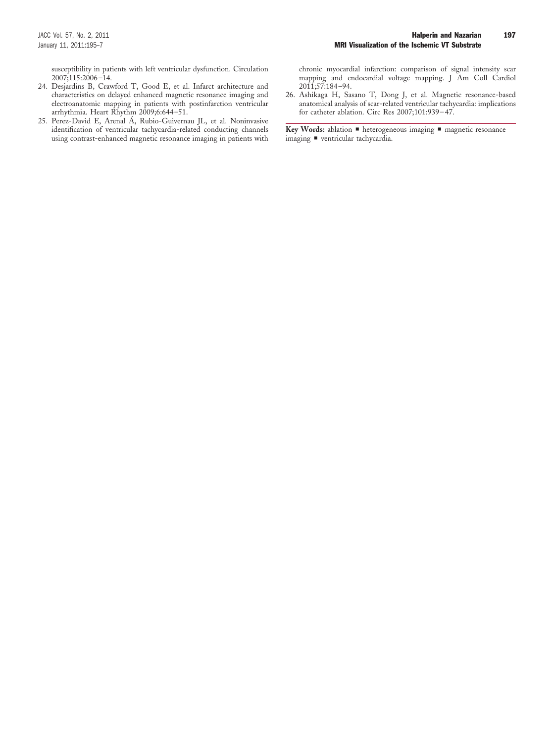susceptibility in patients with left ventricular dysfunction. Circulation 2007;115:2006–14.

24. Desjardins B, Crawford T, Good E, et al. Infarct architecture and characteristics on delayed enhanced magnetic resonance imaging and electroanatomic mapping in patients with postinfarction ventricular arrhythmia. Heart Rhythm 2009;6:644–51.
25. Perez-David E, Arenal Á, Rubio-Guivernau JL, et al. Noninvasive identification of ventricular tachycardia-related conducting channels using contrast-enhanced magnetic resonance imaging in patients with chronic myocardial infarction: comparison of signal intensity scar mapping and endocardial voltage mapping. J Am Coll Cardiol 2011;57:184–94.
26. Ashikaga H, Sasano T, Dong J, et al. Magnetic resonance-based anatomical analysis of scar-related ventricular tachycardia: implications for catheter ablation. Circ Res 2007;101:939–47.

**Key Words:** ablation ■ heterogeneous imaging ■ magnetic resonance imaging ■ ventricular tachycardia.